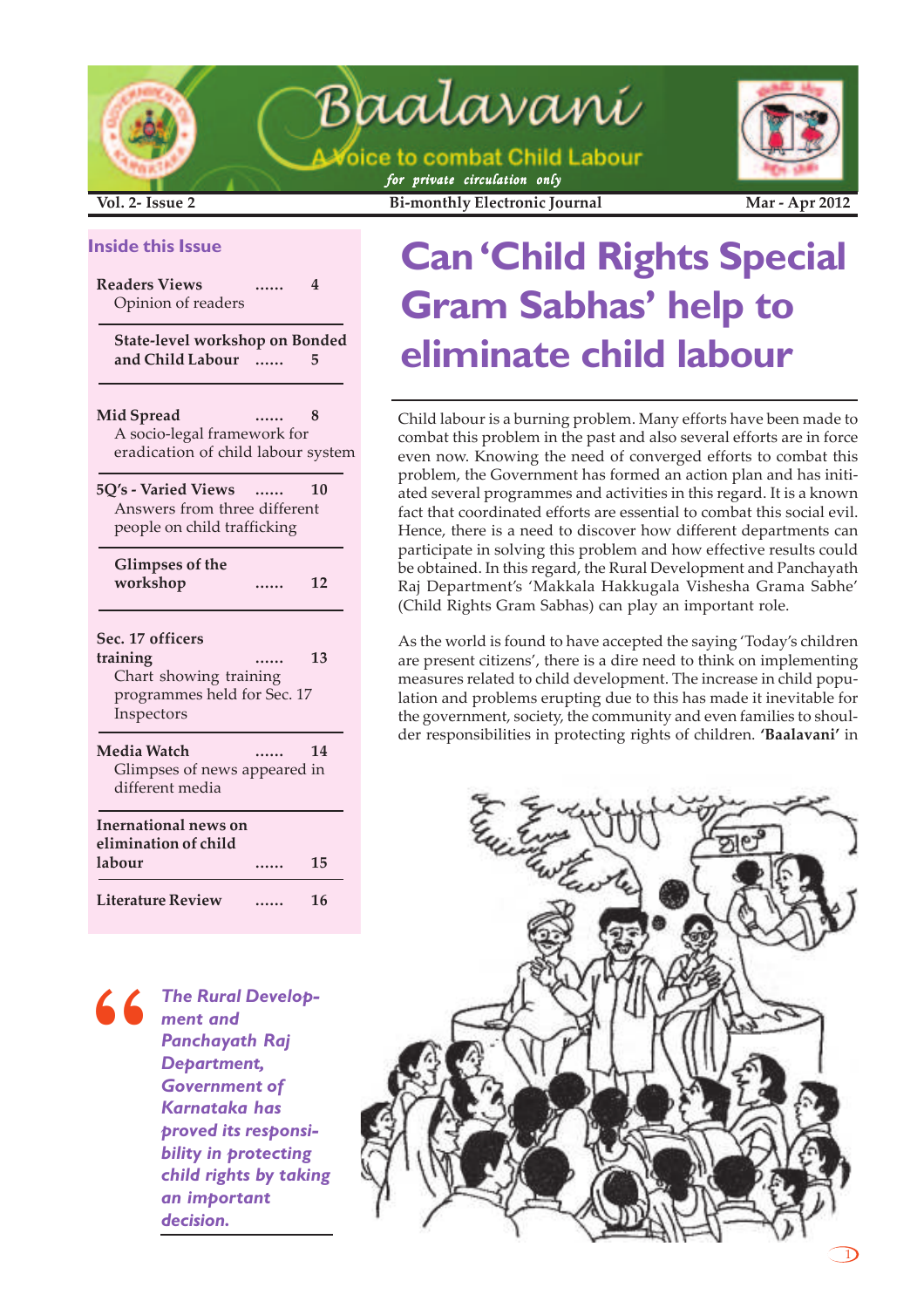# Baalavani

A Voice to combat Child Labour

*for private circulation only*

Vol. 2- Issue 2 | Bi-monthly Electronic Journal | Mar - Apr 2012

## Inside this Issue

**Readers Views** ...... 4
Opinion of readers

**State-level workshop on Bonded and Child Labour** ...... 5

**Mid Spread** ...... 8
A socio-legal framework for eradication of child labour system

**5Q's - Varied Views** ...... 10
Answers from three different people on child trafficking

**Glimpses of the workshop** ...... 12

**Sec. 17 officers training** ...... 13
Chart showing training programmes held for Sec. 17 Inspectors

**Media Watch** ...... 14
Glimpses of news appeared in different media

**Inernational news on elimination of child labour** ...... 15

**Literature Review** ...... 16

# Can 'Child Rights Special Gram Sabhas' help to eliminate child labour

Child labour is a burning problem. Many efforts have been made to combat this problem in the past and also several efforts are in force even now. Knowing the need of converged efforts to combat this problem, the Government has formed an action plan and has initiated several programmes and activities in this regard. It is a known fact that coordinated efforts are essential to combat this social evil. Hence, there is a need to discover how different departments can participate in solving this problem and how effective results could be obtained. In this regard, the Rural Development and Panchayath Raj Department's 'Makkala Hakkugala Vishesha Grama Sabhe' (Child Rights Gram Sabhas) can play an important role.

As the world is found to have accepted the saying 'Today's children are present citizens', there is a dire need to think on implementing measures related to child development. The increase in child population and problems erupting due to this has made it inevitable for the government, society, the community and even families to shoulder responsibilities in protecting rights of children. **'Baalavani'** in

> *The Rural Development and Panchayath Raj Department, Government of Karnataka has proved its responsibility in protecting child rights by taking an important decision.*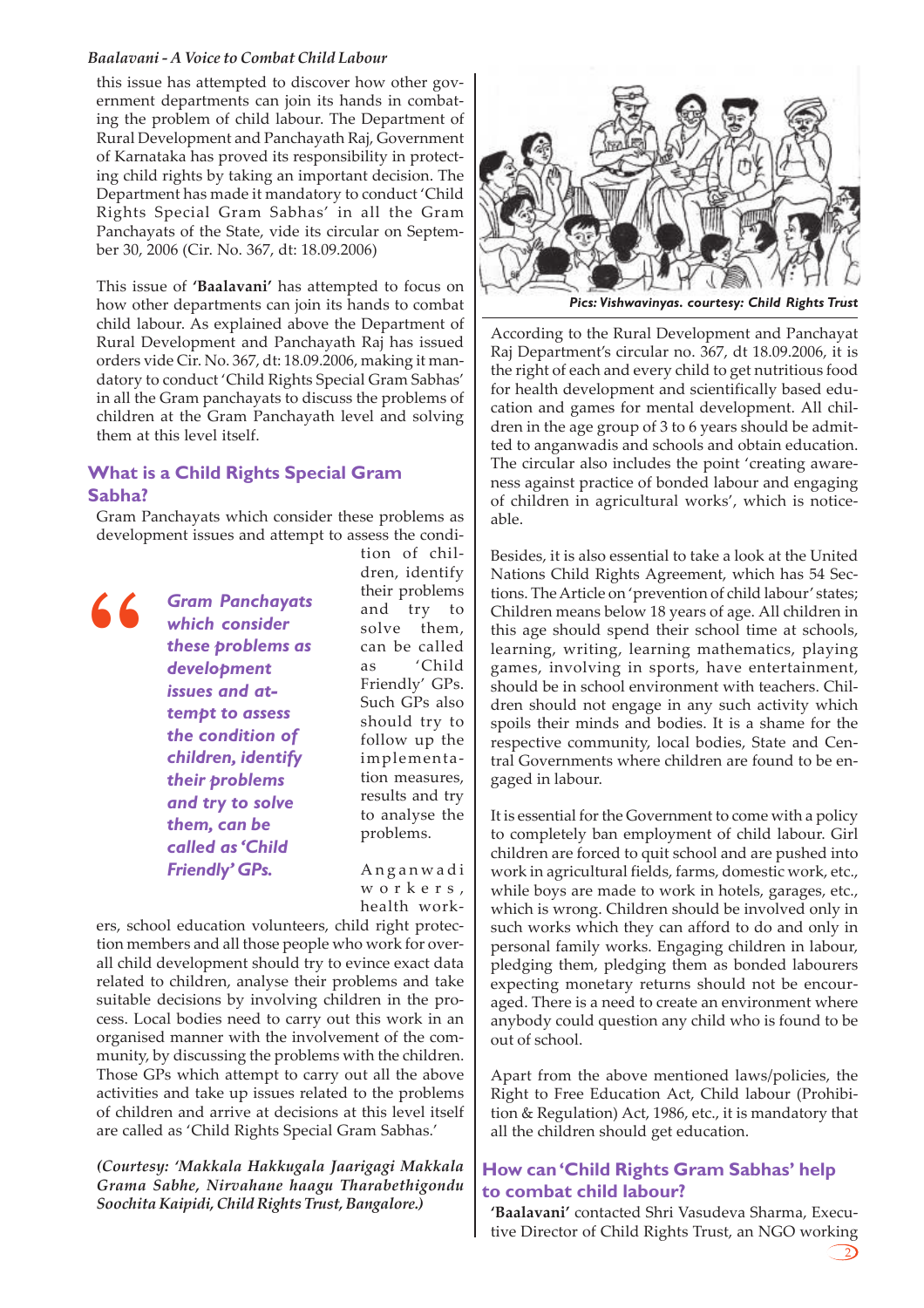this issue has attempted to discover how other government departments can join its hands in combating the problem of child labour. The Department of Rural Development and Panchayath Raj, Government of Karnataka has proved its responsibility in protecting child rights by taking an important decision. The Department has made it mandatory to conduct 'Child Rights Special Gram Sabhas' in all the Gram Panchayats of the State, vide its circular on September 30, 2006 (Cir. No. 367, dt: 18.09.2006)

This issue of **'Baalavani'** has attempted to focus on how other departments can join its hands to combat child labour. As explained above the Department of Rural Development and Panchayath Raj has issued orders vide Cir. No. 367, dt: 18.09.2006, making it mandatory to conduct 'Child Rights Special Gram Sabhas' in all the Gram panchayats to discuss the problems of children at the Gram Panchayath level and solving them at this level itself.

## What is a Child Rights Special Gram Sabha?

Gram Panchayats which consider these problems as development issues and attempt to assess the condition of children, identify their problems and try to solve them, can be called as 'Child Friendly' GPs. Such GPs also should try to follow up the implementation measures, results and try to analyse the problems.

> ***Gram Panchayats which consider these problems as development issues and attempt to assess the condition of children, identify their problems and try to solve them, can be called as 'Child Friendly' GPs.***

Anganwadi workers, health workers, school education volunteers, child right protection members and all those people who work for overall child development should try to evince exact data related to children, analyse their problems and take suitable decisions by involving children in the process. Local bodies need to carry out this work in an organised manner with the involvement of the community, by discussing the problems with the children. Those GPs which attempt to carry out all the above activities and take up issues related to the problems of children and arrive at decisions at this level itself are called as 'Child Rights Special Gram Sabhas.'

***(Courtesy: 'Makkala Hakkugala Jaarigagi Makkala Grama Sabhe, Nirvahane haagu Tharabethigondu Soochita Kaipidi, Child Rights Trust, Bangalore.)***

***Pics: Vishwavinyas. courtesy: Child Rights Trust***

According to the Rural Development and Panchayat Raj Department's circular no. 367, dt 18.09.2006, it is the right of each and every child to get nutritious food for health development and scientifically based education and games for mental development. All children in the age group of 3 to 6 years should be admitted to anganwadis and schools and obtain education. The circular also includes the point 'creating awareness against practice of bonded labour and engaging of children in agricultural works', which is noticeable.

Besides, it is also essential to take a look at the United Nations Child Rights Agreement, which has 54 Sections. The Article on 'prevention of child labour' states; Children means below 18 years of age. All children in this age should spend their school time at schools, learning, writing, learning mathematics, playing games, involving in sports, have entertainment, should be in school environment with teachers. Children should not engage in any such activity which spoils their minds and bodies. It is a shame for the respective community, local bodies, State and Central Governments where children are found to be engaged in labour.

It is essential for the Government to come with a policy to completely ban employment of child labour. Girl children are forced to quit school and are pushed into work in agricultural fields, farms, domestic work, etc., while boys are made to work in hotels, garages, etc., which is wrong. Children should be involved only in such works which they can afford to do and only in personal family works. Engaging children in labour, pledging them, pledging them as bonded labourers expecting monetary returns should not be encouraged. There is a need to create an environment where anybody could question any child who is found to be out of school.

Apart from the above mentioned laws/policies, the Right to Free Education Act, Child labour (Prohibition & Regulation) Act, 1986, etc., it is mandatory that all the children should get education.

## How can 'Child Rights Gram Sabhas' help to combat child labour?

**'Baalavani'** contacted Shri Vasudeva Sharma, Executive Director of Child Rights Trust, an NGO working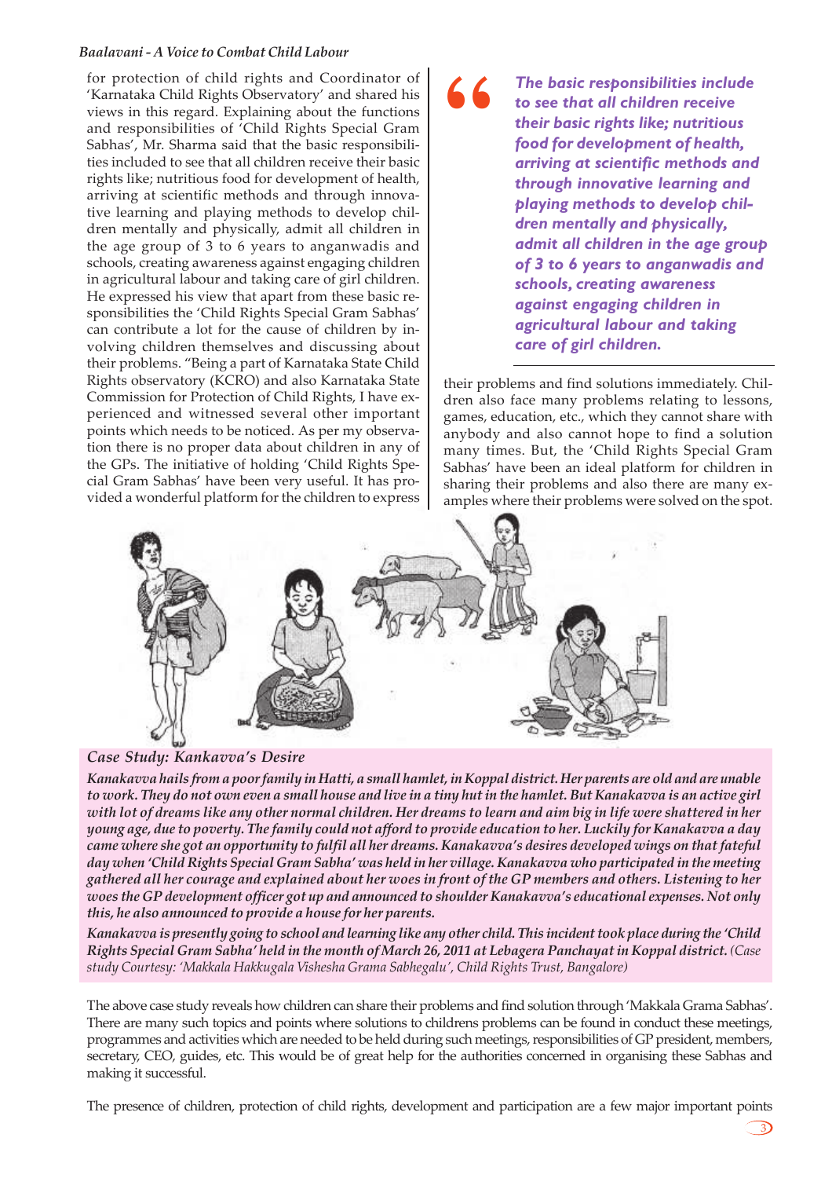for protection of child rights and Coordinator of 'Karnataka Child Rights Observatory' and shared his views in this regard. Explaining about the functions and responsibilities of 'Child Rights Special Gram Sabhas', Mr. Sharma said that the basic responsibilities included to see that all children receive their basic rights like; nutritious food for development of health, arriving at scientific methods and through innovative learning and playing methods to develop children mentally and physically, admit all children in the age group of 3 to 6 years to anganwadis and schools, creating awareness against engaging children in agricultural labour and taking care of girl children. He expressed his view that apart from these basic responsibilities the 'Child Rights Special Gram Sabhas' can contribute a lot for the cause of children by involving children themselves and discussing about their problems. "Being a part of Karnataka State Child Rights observatory (KCRO) and also Karnataka State Commission for Protection of Child Rights, I have experienced and witnessed several other important points which needs to be noticed. As per my observation there is no proper data about children in any of the GPs. The initiative of holding 'Child Rights Special Gram Sabhas' have been very useful. It has provided a wonderful platform for the children to express their problems and find solutions immediately. Children also face many problems relating to lessons, games, education, etc., which they cannot share with anybody and also cannot hope to find a solution many times. But, the 'Child Rights Special Gram Sabhas' have been an ideal platform for children in sharing their problems and also there are many examples where their problems were solved on the spot.

> *"The basic responsibilities include to see that all children receive their basic rights like; nutritious food for development of health, arriving at scientific methods and through innovative learning and playing methods to develop children mentally and physically, admit all children in the age group of 3 to 6 years to anganwadis and schools, creating awareness against engaging children in agricultural labour and taking care of girl children.*

### *Case Study: Kankavva's Desire*

***Kanakavva hails from a poor family in Hatti, a small hamlet, in Koppal district. Her parents are old and are unable to work. They do not own even a small house and live in a tiny hut in the hamlet. But Kanakavva is an active girl with lot of dreams like any other normal children. Her dreams to learn and aim big in life were shattered in her young age, due to poverty. The family could not afford to provide education to her. Luckily for Kanakavva a day came where she got an opportunity to fulfil all her dreams. Kanakavva's desires developed wings on that fateful day when 'Child Rights Special Gram Sabha' was held in her village. Kanakavva who participated in the meeting gathered all her courage and explained about her woes in front of the GP members and others. Listening to her woes the GP development officer got up and announced to shoulder Kanakavva's educational expenses. Not only this, he also announced to provide a house for her parents.***

***Kanakavva is presently going to school and learning like any other child. This incident took place during the 'Child Rights Special Gram Sabha' held in the month of March 26, 2011 at Lebagera Panchayat in Koppal district.*** *(Case study Courtesy: 'Makkala Hakkugala Vishesha Grama Sabhegalu', Child Rights Trust, Bangalore)*

The above case study reveals how children can share their problems and find solution through 'Makkala Grama Sabhas'. There are many such topics and points where solutions to childrens problems can be found in conduct these meetings, programmes and activities which are needed to be held during such meetings, responsibilities of GP president, members, secretary, CEO, guides, etc. This would be of great help for the authorities concerned in organising these Sabhas and making it successful.

The presence of children, protection of child rights, development and participation are a few major important points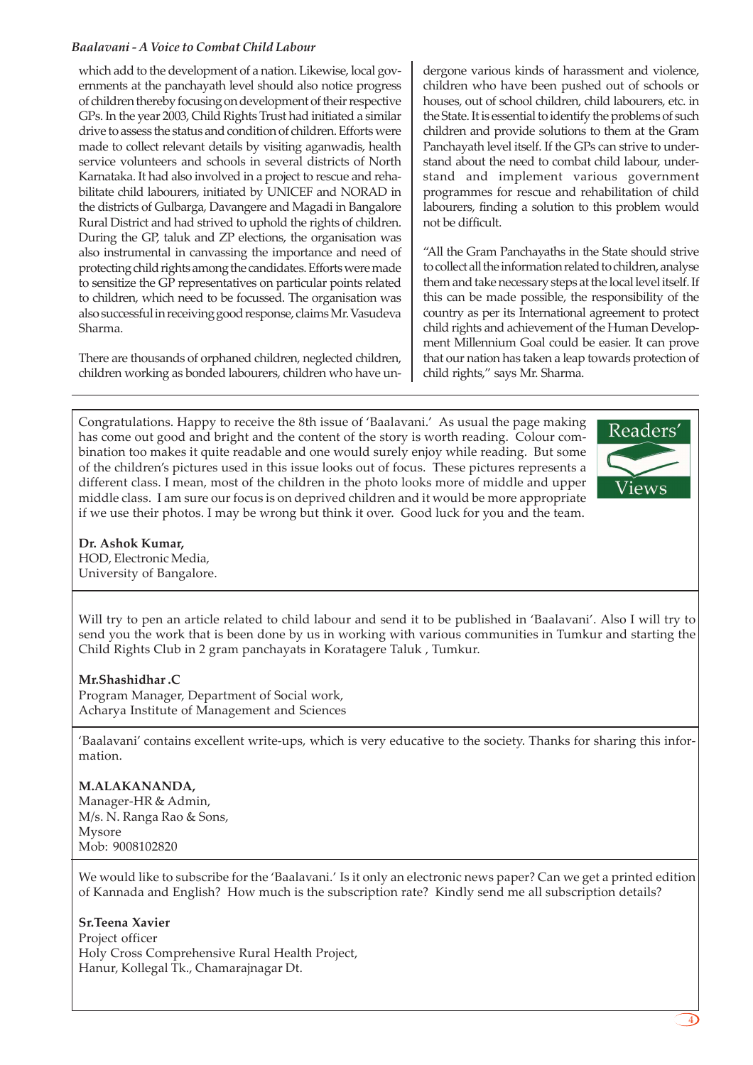which add to the development of a nation. Likewise, local governments at the panchayath level should also notice progress of children thereby focusing on development of their respective GPs. In the year 2003, Child Rights Trust had initiated a similar drive to assess the status and condition of children. Efforts were made to collect relevant details by visiting aganwadis, health service volunteers and schools in several districts of North Karnataka. It had also involved in a project to rescue and rehabilitate child labourers, initiated by UNICEF and NORAD in the districts of Gulbarga, Davangere and Magadi in Bangalore Rural District and had strived to uphold the rights of children. During the GP, taluk and ZP elections, the organisation was also instrumental in canvassing the importance and need of protecting child rights among the candidates. Efforts were made to sensitize the GP representatives on particular points related to children, which need to be focussed. The organisation was also successful in receiving good response, claims Mr. Vasudeva Sharma.

There are thousands of orphaned children, neglected children, children working as bonded labourers, children who have undergone various kinds of harassment and violence, children who have been pushed out of schools or houses, out of school children, child labourers, etc. in the State. It is essential to identify the problems of such children and provide solutions to them at the Gram Panchayath level itself. If the GPs can strive to understand about the need to combat child labour, understand and implement various government programmes for rescue and rehabilitation of child labourers, finding a solution to this problem would not be difficult.

"All the Gram Panchayaths in the State should strive to collect all the information related to children, analyse them and take necessary steps at the local level itself. If this can be made possible, the responsibility of the country as per its International agreement to protect child rights and achievement of the Human Development Millennium Goal could be easier. It can prove that our nation has taken a leap towards protection of child rights," says Mr. Sharma.

---

## Readers' Views

Congratulations. Happy to receive the 8th issue of 'Baalavani.' As usual the page making has come out good and bright and the content of the story is worth reading. Colour combination too makes it quite readable and one would surely enjoy while reading. But some of the children's pictures used in this issue looks out of focus. These pictures represents a different class. I mean, most of the children in the photo looks more of middle and upper middle class. I am sure our focus is on deprived children and it would be more appropriate if we use their photos. I may be wrong but think it over. Good luck for you and the team.

**Dr. Ashok Kumar,**
HOD, Electronic Media,
University of Bangalore.

---

Will try to pen an article related to child labour and send it to be published in 'Baalavani'. Also I will try to send you the work that is been done by us in working with various communities in Tumkur and starting the Child Rights Club in 2 gram panchayats in Koratagere Taluk , Tumkur.

**Mr.Shashidhar .C**
Program Manager, Department of Social work,
Acharya Institute of Management and Sciences

---

'Baalavani' contains excellent write-ups, which is very educative to the society. Thanks for sharing this information.

**M.ALAKANANDA,**
Manager-HR & Admin,
M/s. N. Ranga Rao & Sons,
Mysore
Mob: 9008102820

---

We would like to subscribe for the 'Baalavani.' Is it only an electronic news paper? Can we get a printed edition of Kannada and English? How much is the subscription rate? Kindly send me all subscription details?

**Sr.Teena Xavier**
Project officer
Holy Cross Comprehensive Rural Health Project,
Hanur, Kollegal Tk., Chamarajnagar Dt.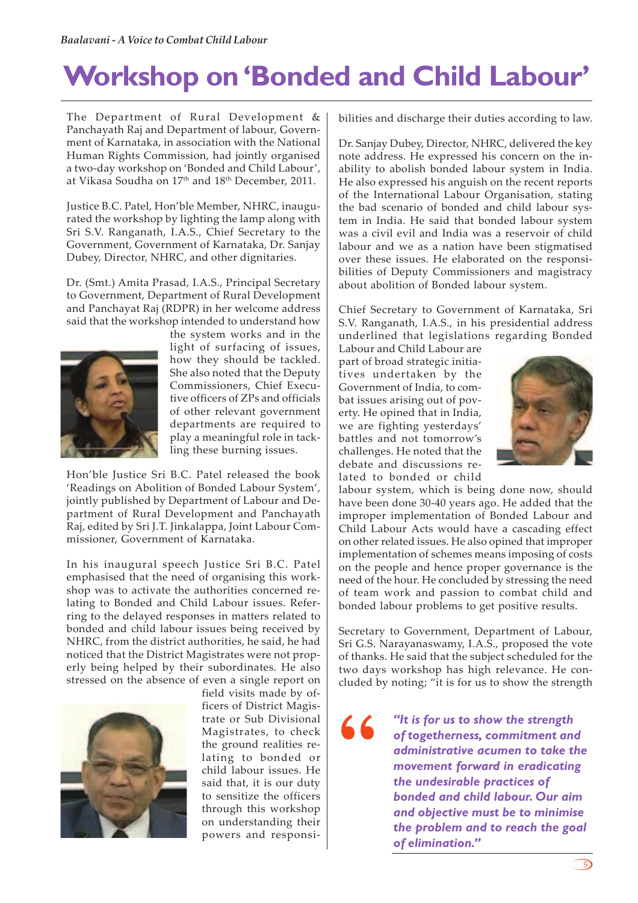# Workshop on 'Bonded and Child Labour'

The Department of Rural Development & Panchayath Raj and Department of labour, Government of Karnataka, in association with the National Human Rights Commission, had jointly organised a two-day workshop on 'Bonded and Child Labour', at Vikasa Soudha on 17th and 18th December, 2011.

Justice B.C. Patel, Hon'ble Member, NHRC, inaugurated the workshop by lighting the lamp along with Sri S.V. Ranganath, I.A.S., Chief Secretary to the Government, Government of Karnataka, Dr. Sanjay Dubey, Director, NHRC, and other dignitaries.

Dr. (Smt.) Amita Prasad, I.A.S., Principal Secretary to Government, Department of Rural Development and Panchayat Raj (RDPR) in her welcome address said that the workshop intended to understand how the system works and in the light of surfacing of issues, how they should be tackled. She also noted that the Deputy Commissioners, Chief Executive officers of ZPs and officials of other relevant government departments are required to play a meaningful role in tackling these burning issues.

Hon'ble Justice Sri B.C. Patel released the book 'Readings on Abolition of Bonded Labour System', jointly published by Department of Labour and Department of Rural Development and Panchayath Raj, edited by Sri J.T. Jinkalappa, Joint Labour Commissioner, Government of Karnataka.

In his inaugural speech Justice Sri B.C. Patel emphasised that the need of organising this workshop was to activate the authorities concerned relating to Bonded and Child Labour issues. Referring to the delayed responses in matters related to bonded and child labour issues being received by NHRC, from the district authorities, he said, he had noticed that the District Magistrates were not properly being helped by their subordinates. He also stressed on the absence of even a single report on field visits made by officers of District Magistrate or Sub Divisional Magistrates, to check the ground realities relating to bonded or child labour issues. He said that, it is our duty to sensitize the officers through this workshop on understanding their powers and responsibilities and discharge their duties according to law.

Dr. Sanjay Dubey, Director, NHRC, delivered the key note address. He expressed his concern on the inability to abolish bonded labour system in India. He also expressed his anguish on the recent reports of the International Labour Organisation, stating the bad scenario of bonded and child labour system in India. He said that bonded labour system was a civil evil and India was a reservoir of child labour and we as a nation have been stigmatised over these issues. He elaborated on the responsibilities of Deputy Commissioners and magistracy about abolition of Bonded labour system.

Chief Secretary to Government of Karnataka, Sri S.V. Ranganath, I.A.S., in his presidential address underlined that legislations regarding Bonded Labour and Child Labour are part of broad strategic initiatives undertaken by the Government of India, to combat issues arising out of poverty. He opined that in India, we are fighting yesterdays' battles and not tomorrow's challenges. He noted that the debate and discussions related to bonded or child labour system, which is being done now, should have been done 30-40 years ago. He added that the improper implementation of Bonded Labour and Child Labour Acts would have a cascading effect on other related issues. He also opined that improper implementation of schemes means imposing of costs on the people and hence proper governance is the need of the hour. He concluded by stressing the need of team work and passion to combat child and bonded labour problems to get positive results.

Secretary to Government, Department of Labour, Sri G.S. Narayanaswamy, I.A.S., proposed the vote of thanks. He said that the subject scheduled for the two days workshop has high relevance. He concluded by noting; "it is for us to show the strength

> ***"It is for us to show the strength of togetherness, commitment and administrative acumen to take the movement forward in eradicating the undesirable practices of bonded and child labour. Our aim and objective must be to minimise the problem and to reach the goal of elimination."***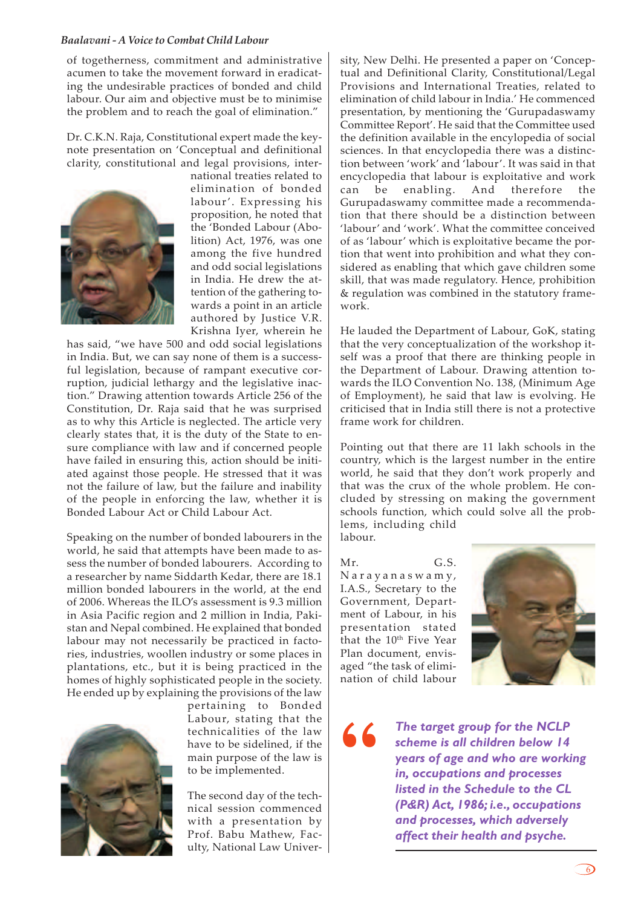of togetherness, commitment and administrative acumen to take the movement forward in eradicating the undesirable practices of bonded and child labour. Our aim and objective must be to minimise the problem and to reach the goal of elimination."

Dr. C.K.N. Raja, Constitutional expert made the keynote presentation on 'Conceptual and definitional clarity, constitutional and legal provisions, international treaties related to elimination of bonded labour'. Expressing his proposition, he noted that the 'Bonded Labour (Abolition) Act, 1976, was one among the five hundred and odd social legislations in India. He drew the attention of the gathering towards a point in an article authored by Justice V.R. Krishna Iyer, wherein he has said, "we have 500 and odd social legislations in India. But, we can say none of them is a successful legislation, because of rampant executive corruption, judicial lethargy and the legislative inaction." Drawing attention towards Article 256 of the Constitution, Dr. Raja said that he was surprised as to why this Article is neglected. The article very clearly states that, it is the duty of the State to ensure compliance with law and if concerned people have failed in ensuring this, action should be initiated against those people. He stressed that it was not the failure of law, but the failure and inability of the people in enforcing the law, whether it is Bonded Labour Act or Child Labour Act.

Speaking on the number of bonded labourers in the world, he said that attempts have been made to assess the number of bonded labourers. According to a researcher by name Siddarth Kedar, there are 18.1 million bonded labourers in the world, at the end of 2006. Whereas the ILO's assessment is 9.3 million in Asia Pacific region and 2 million in India, Pakistan and Nepal combined. He explained that bonded labour may not necessarily be practiced in factories, industries, woollen industry or some places in plantations, etc., but it is being practiced in the homes of highly sophisticated people in the society. He ended up by explaining the provisions of the law pertaining to Bonded Labour, stating that the technicalities of the law have to be sidelined, if the main purpose of the law is to be implemented.

The second day of the technical session commenced with a presentation by Prof. Babu Mathew, Faculty, National Law University, New Delhi. He presented a paper on 'Conceptual and Definitional Clarity, Constitutional/Legal Provisions and International Treaties, related to elimination of child labour in India.' He commenced presentation, by mentioning the 'Gurupadaswamy Committee Report'. He said that the Committee used the definition available in the encylopedia of social sciences. In that encyclopedia there was a distinction between 'work' and 'labour'. It was said in that encyclopedia that labour is exploitative and work can be enabling. And therefore the Gurupadaswamy committee made a recommendation that there should be a distinction between 'labour' and 'work'. What the committee conceived of as 'labour' which is exploitative became the portion that went into prohibition and what they considered as enabling that which gave children some skill, that was made regulatory. Hence, prohibition & regulation was combined in the statutory framework.

He lauded the Department of Labour, GoK, stating that the very conceptualization of the workshop itself was a proof that there are thinking people in the Department of Labour. Drawing attention towards the ILO Convention No. 138, (Minimum Age of Employment), he said that law is evolving. He criticised that in India still there is not a protective frame work for children.

Pointing out that there are 11 lakh schools in the country, which is the largest number in the entire world, he said that they don't work properly and that was the crux of the whole problem. He concluded by stressing on making the government schools function, which could solve all the problems, including child labour.

Mr. G.S. Narayanaswamy, I.A.S., Secretary to the Government, Department of Labour, in his presentation stated that the 10th Five Year Plan document, envisaged "the task of elimination of child labour

> *The target group for the NCLP scheme is all children below 14 years of age and who are working in, occupations and processes listed in the Schedule to the CL (P&R) Act, 1986; i.e., occupations and processes, which adversely affect their health and psyche.*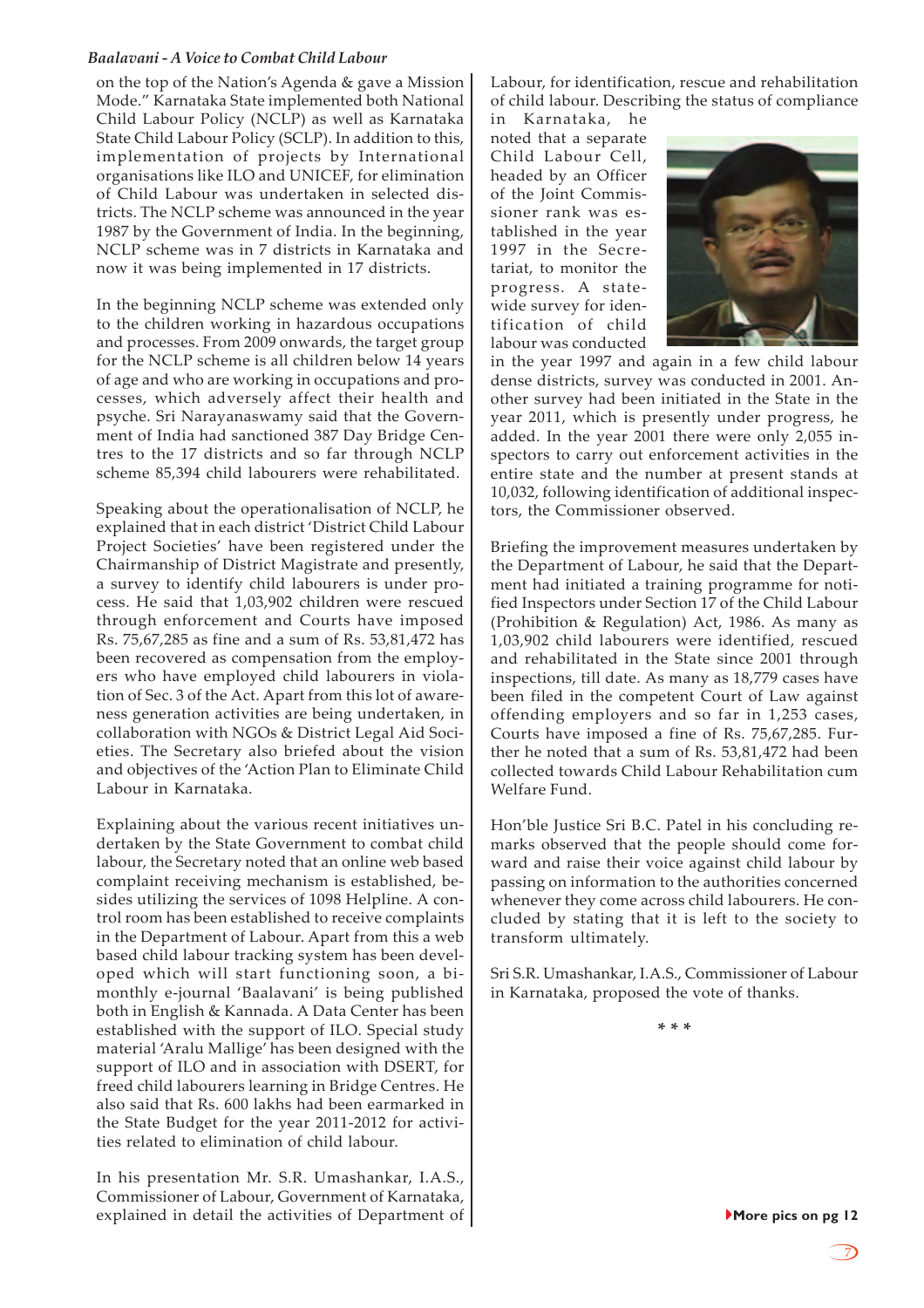on the top of the Nation's Agenda & gave a Mission Mode." Karnataka State implemented both National Child Labour Policy (NCLP) as well as Karnataka State Child Labour Policy (SCLP). In addition to this, implementation of projects by International organisations like ILO and UNICEF, for elimination of Child Labour was undertaken in selected districts. The NCLP scheme was announced in the year 1987 by the Government of India. In the beginning, NCLP scheme was in 7 districts in Karnataka and now it was being implemented in 17 districts.

In the beginning NCLP scheme was extended only to the children working in hazardous occupations and processes. From 2009 onwards, the target group for the NCLP scheme is all children below 14 years of age and who are working in occupations and processes, which adversely affect their health and psyche. Sri Narayanaswamy said that the Government of India had sanctioned 387 Day Bridge Centres to the 17 districts and so far through NCLP scheme 85,394 child labourers were rehabilitated.

Speaking about the operationalisation of NCLP, he explained that in each district 'District Child Labour Project Societies' have been registered under the Chairmanship of District Magistrate and presently, a survey to identify child labourers is under process. He said that 1,03,902 children were rescued through enforcement and Courts have imposed Rs. 75,67,285 as fine and a sum of Rs. 53,81,472 has been recovered as compensation from the employers who have employed child labourers in violation of Sec. 3 of the Act. Apart from this lot of awareness generation activities are being undertaken, in collaboration with NGOs & District Legal Aid Societies. The Secretary also briefed about the vision and objectives of the 'Action Plan to Eliminate Child Labour in Karnataka.

Explaining about the various recent initiatives undertaken by the State Government to combat child labour, the Secretary noted that an online web based complaint receiving mechanism is established, besides utilizing the services of 1098 Helpline. A control room has been established to receive complaints in the Department of Labour. Apart from this a web based child labour tracking system has been developed which will start functioning soon, a bimonthly e-journal 'Baalavani' is being published both in English & Kannada. A Data Center has been established with the support of ILO. Special study material 'Aralu Mallige' has been designed with the support of ILO and in association with DSERT, for freed child labourers learning in Bridge Centres. He also said that Rs. 600 lakhs had been earmarked in the State Budget for the year 2011-2012 for activities related to elimination of child labour.

In his presentation Mr. S.R. Umashankar, I.A.S., Commissioner of Labour, Government of Karnataka, explained in detail the activities of Department of Labour, for identification, rescue and rehabilitation of child labour. Describing the status of compliance in Karnataka, he noted that a separate Child Labour Cell, headed by an Officer of the Joint Commissioner rank was established in the year 1997 in the Secretariat, to monitor the progress. A statewide survey for identification of child labour was conducted in the year 1997 and again in a few child labour dense districts, survey was conducted in 2001. Another survey had been initiated in the State in the year 2011, which is presently under progress, he added. In the year 2001 there were only 2,055 inspectors to carry out enforcement activities in the entire state and the number at present stands at 10,032, following identification of additional inspectors, the Commissioner observed.

Briefing the improvement measures undertaken by the Department of Labour, he said that the Department had initiated a training programme for notified Inspectors under Section 17 of the Child Labour (Prohibition & Regulation) Act, 1986. As many as 1,03,902 child labourers were identified, rescued and rehabilitated in the State since 2001 through inspections, till date. As many as 18,779 cases have been filed in the competent Court of Law against offending employers and so far in 1,253 cases, Courts have imposed a fine of Rs. 75,67,285. Further he noted that a sum of Rs. 53,81,472 had been collected towards Child Labour Rehabilitation cum Welfare Fund.

Hon'ble Justice Sri B.C. Patel in his concluding remarks observed that the people should come forward and raise their voice against child labour by passing on information to the authorities concerned whenever they come across child labourers. He concluded by stating that it is left to the society to transform ultimately.

Sri S.R. Umashankar, I.A.S., Commissioner of Labour in Karnataka, proposed the vote of thanks.

\* \* \*

**More pics on pg 12**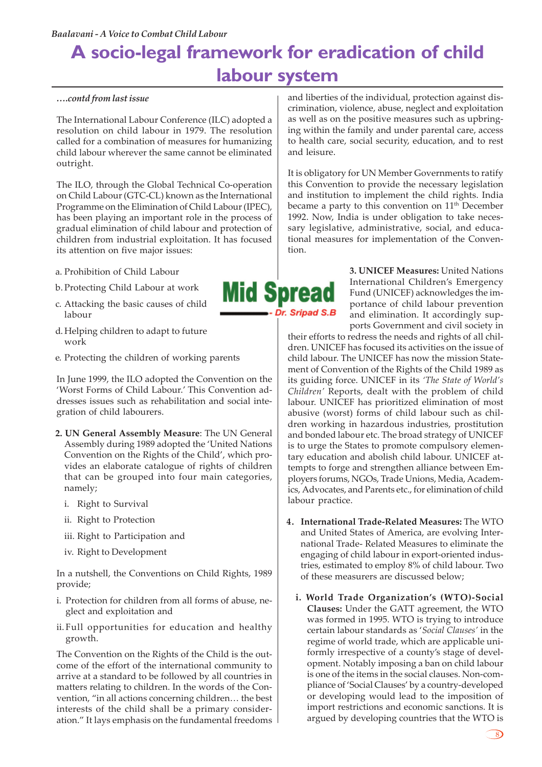# A socio-legal framework for eradication of child labour system

*….contd from last issue*

The International Labour Conference (ILC) adopted a resolution on child labour in 1979. The resolution called for a combination of measures for humanizing child labour wherever the same cannot be eliminated outright.

The ILO, through the Global Technical Co-operation on Child Labour (GTC-CL) known as the International Programme on the Elimination of Child Labour (IPEC), has been playing an important role in the process of gradual elimination of child labour and protection of children from industrial exploitation. It has focused its attention on five major issues:

a. Prohibition of Child Labour

b. Protecting Child Labour at work

c. Attacking the basic causes of child labour

d. Helping children to adapt to future work

e. Protecting the children of working parents

In June 1999, the ILO adopted the Convention on the 'Worst Forms of Child Labour.' This Convention addresses issues such as rehabilitation and social integration of child labourers.

**Mid Spread**
- Dr. Sripad S.B

2. **UN General Assembly Measure**: The UN General Assembly during 1989 adopted the 'United Nations Convention on the Rights of the Child', which provides an elaborate catalogue of rights of children that can be grouped into four main categories, namely;

   i. Right to Survival

   ii. Right to Protection

   iii. Right to Participation and

   iv. Right to Development

In a nutshell, the Conventions on Child Rights, 1989 provide;

i. Protection for children from all forms of abuse, neglect and exploitation and

ii. Full opportunities for education and healthy growth.

The Convention on the Rights of the Child is the outcome of the effort of the international community to arrive at a standard to be followed by all countries in matters relating to children. In the words of the Convention, "in all actions concerning children… the best interests of the child shall be a primary consideration." It lays emphasis on the fundamental freedoms and liberties of the individual, protection against discrimination, violence, abuse, neglect and exploitation as well as on the positive measures such as upbringing within the family and under parental care, access to health care, social security, education, and to rest and leisure.

It is obligatory for UN Member Governments to ratify this Convention to provide the necessary legislation and institution to implement the child rights. India became a party to this convention on 11th December 1992. Now, India is under obligation to take necessary legislative, administrative, social, and educational measures for implementation of the Convention.

3. **UNICEF Measures:** United Nations International Children's Emergency Fund (UNICEF) acknowledges the importance of child labour prevention and elimination. It accordingly supports Government and civil society in their efforts to redress the needs and rights of all children. UNICEF has focused its activities on the issue of child labour. The UNICEF has now the mission Statement of Convention of the Rights of the Child 1989 as its guiding force. UNICEF in its *'The State of World's Children'* Reports, dealt with the problem of child labour. UNICEF has prioritized elimination of most abusive (worst) forms of child labour such as children working in hazardous industries, prostitution and bonded labour etc. The broad strategy of UNICEF is to urge the States to promote compulsory elementary education and abolish child labour. UNICEF attempts to forge and strengthen alliance between Employers forums, NGOs, Trade Unions, Media, Academics, Advocates, and Parents etc., for elimination of child labour practice.

4. **International Trade-Related Measures:** The WTO and United States of America, are evolving International Trade- Related Measures to eliminate the engaging of child labour in export-oriented industries, estimated to employ 8% of child labour. Two of these measurers are discussed below;

   i. **World Trade Organization's (WTO)-Social Clauses:** Under the GATT agreement, the WTO was formed in 1995. WTO is trying to introduce certain labour standards as '*Social Clauses*' in the regime of world trade, which are applicable uniformly irrespective of a county's stage of development. Notably imposing a ban on child labour is one of the items in the social clauses. Non-compliance of 'Social Clauses' by a country-developed or developing would lead to the imposition of import restrictions and economic sanctions. It is argued by developing countries that the WTO is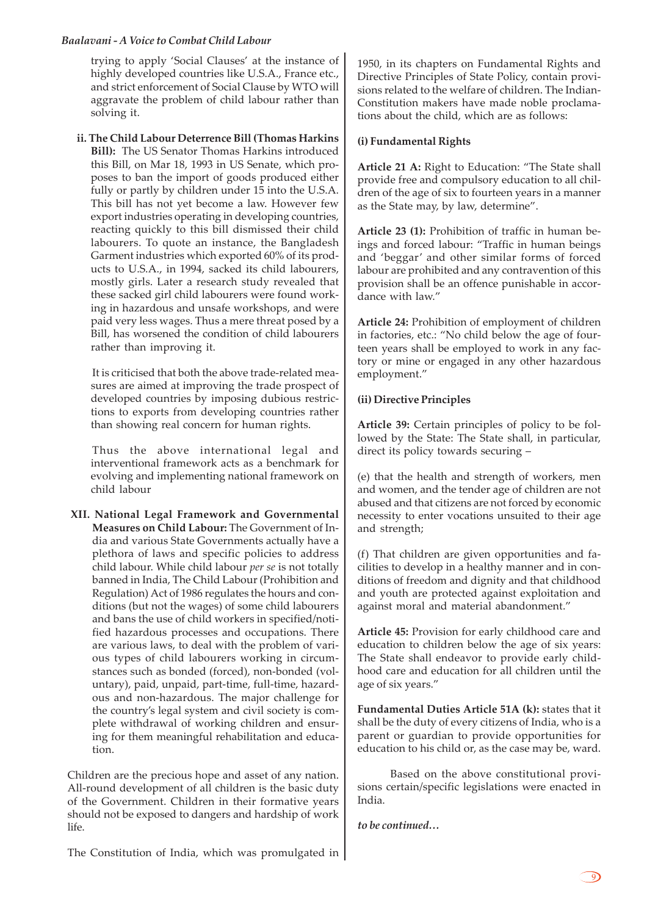trying to apply 'Social Clauses' at the instance of highly developed countries like U.S.A., France etc., and strict enforcement of Social Clause by WTO will aggravate the problem of child labour rather than solving it.

**ii. The Child Labour Deterrence Bill (Thomas Harkins Bill):** The US Senator Thomas Harkins introduced this Bill, on Mar 18, 1993 in US Senate, which proposes to ban the import of goods produced either fully or partly by children under 15 into the U.S.A. This bill has not yet become a law. However few export industries operating in developing countries, reacting quickly to this bill dismissed their child labourers. To quote an instance, the Bangladesh Garment industries which exported 60% of its products to U.S.A., in 1994, sacked its child labourers, mostly girls. Later a research study revealed that these sacked girl child labourers were found working in hazardous and unsafe workshops, and were paid very less wages. Thus a mere threat posed by a Bill, has worsened the condition of child labourers rather than improving it.

It is criticised that both the above trade-related measures are aimed at improving the trade prospect of developed countries by imposing dubious restrictions to exports from developing countries rather than showing real concern for human rights.

Thus the above international legal and interventional framework acts as a benchmark for evolving and implementing national framework on child labour

**XII. National Legal Framework and Governmental Measures on Child Labour:** The Government of India and various State Governments actually have a plethora of laws and specific policies to address child labour. While child labour *per se* is not totally banned in India, The Child Labour (Prohibition and Regulation) Act of 1986 regulates the hours and conditions (but not the wages) of some child labourers and bans the use of child workers in specified/notified hazardous processes and occupations. There are various laws, to deal with the problem of various types of child labourers working in circumstances such as bonded (forced), non-bonded (voluntary), paid, unpaid, part-time, full-time, hazardous and non-hazardous. The major challenge for the country's legal system and civil society is complete withdrawal of working children and ensuring for them meaningful rehabilitation and education.

Children are the precious hope and asset of any nation. All-round development of all children is the basic duty of the Government. Children in their formative years should not be exposed to dangers and hardship of work life.

The Constitution of India, which was promulgated in 1950, in its chapters on Fundamental Rights and Directive Principles of State Policy, contain provisions related to the welfare of children. The Indian-Constitution makers have made noble proclamations about the child, which are as follows:

**(i) Fundamental Rights**

**Article 21 A:** Right to Education: "The State shall provide free and compulsory education to all children of the age of six to fourteen years in a manner as the State may, by law, determine".

**Article 23 (1):** Prohibition of traffic in human beings and forced labour: "Traffic in human beings and 'beggar' and other similar forms of forced labour are prohibited and any contravention of this provision shall be an offence punishable in accordance with law."

**Article 24:** Prohibition of employment of children in factories, etc.: "No child below the age of fourteen years shall be employed to work in any factory or mine or engaged in any other hazardous employment."

**(ii) Directive Principles**

**Article 39:** Certain principles of policy to be followed by the State: The State shall, in particular, direct its policy towards securing –

(e) that the health and strength of workers, men and women, and the tender age of children are not abused and that citizens are not forced by economic necessity to enter vocations unsuited to their age and strength;

(f) That children are given opportunities and facilities to develop in a healthy manner and in conditions of freedom and dignity and that childhood and youth are protected against exploitation and against moral and material abandonment."

**Article 45:** Provision for early childhood care and education to children below the age of six years: The State shall endeavor to provide early childhood care and education for all children until the age of six years."

**Fundamental Duties Article 51A (k):** states that it shall be the duty of every citizens of India, who is a parent or guardian to provide opportunities for education to his child or, as the case may be, ward.

Based on the above constitutional provisions certain/specific legislations were enacted in India.

***to be continued…***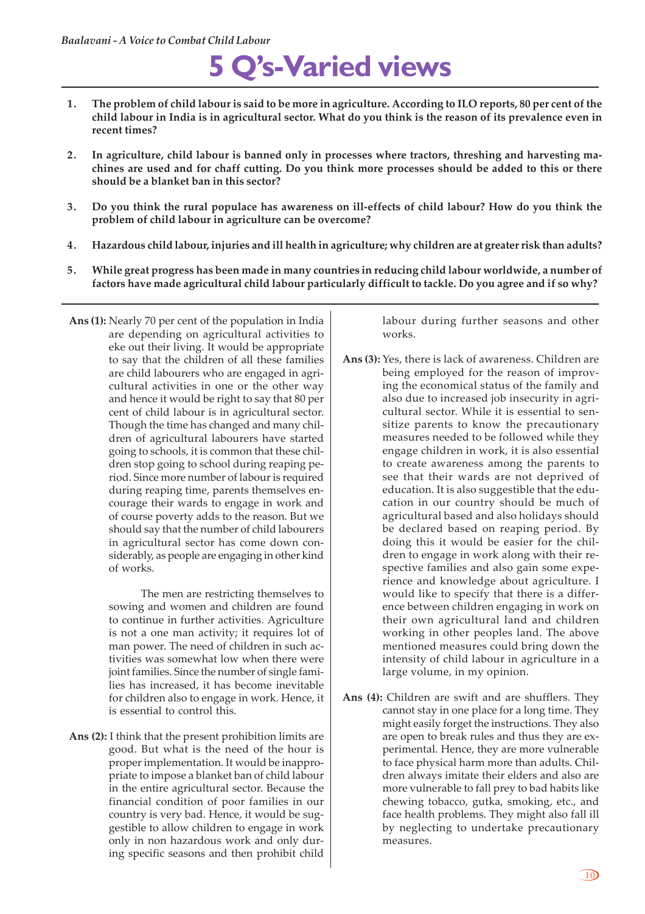# 5 Q's-Varied views

1. **The problem of child labour is said to be more in agriculture. According to ILO reports, 80 per cent of the child labour in India is in agricultural sector. What do you think is the reason of its prevalence even in recent times?**

2. **In agriculture, child labour is banned only in processes where tractors, threshing and harvesting machines are used and for chaff cutting. Do you think more processes should be added to this or there should be a blanket ban in this sector?**

3. **Do you think the rural populace has awareness on ill-effects of child labour? How do you think the problem of child labour in agriculture can be overcome?**

4. **Hazardous child labour, injuries and ill health in agriculture; why children are at greater risk than adults?**

5. **While great progress has been made in many countries in reducing child labour worldwide, a number of factors have made agricultural child labour particularly difficult to tackle. Do you agree and if so why?**

---

**Ans (1):** Nearly 70 per cent of the population in India are depending on agricultural activities to eke out their living. It would be appropriate to say that the children of all these families are child labourers who are engaged in agricultural activities in one or the other way and hence it would be right to say that 80 per cent of child labour is in agricultural sector. Though the time has changed and many children of agricultural labourers have started going to schools, it is common that these children stop going to school during reaping period. Since more number of labour is required during reaping time, parents themselves encourage their wards to engage in work and of course poverty adds to the reason. But we should say that the number of child labourers in agricultural sector has come down considerably, as people are engaging in other kind of works.

The men are restricting themselves to sowing and women and children are found to continue in further activities. Agriculture is not a one man activity; it requires lot of man power. The need of children in such activities was somewhat low when there were joint families. Since the number of single families has increased, it has become inevitable for children also to engage in work. Hence, it is essential to control this.

**Ans (2):** I think that the present prohibition limits are good. But what is the need of the hour is proper implementation. It would be inappropriate to impose a blanket ban of child labour in the entire agricultural sector. Because the financial condition of poor families in our country is very bad. Hence, it would be suggestible to allow children to engage in work only in non hazardous work and only during specific seasons and then prohibit child labour during further seasons and other works.

**Ans (3):** Yes, there is lack of awareness. Children are being employed for the reason of improving the economical status of the family and also due to increased job insecurity in agricultural sector. While it is essential to sensitize parents to know the precautionary measures needed to be followed while they engage children in work, it is also essential to create awareness among the parents to see that their wards are not deprived of education. It is also suggestible that the education in our country should be much of agricultural based and also holidays should be declared based on reaping period. By doing this it would be easier for the children to engage in work along with their respective families and also gain some experience and knowledge about agriculture. I would like to specify that there is a difference between children engaging in work on their own agricultural land and children working in other peoples land. The above mentioned measures could bring down the intensity of child labour in agriculture in a large volume, in my opinion.

**Ans (4):** Children are swift and are shufflers. They cannot stay in one place for a long time. They might easily forget the instructions. They also are open to break rules and thus they are experimental. Hence, they are more vulnerable to face physical harm more than adults. Children always imitate their elders and also are more vulnerable to fall prey to bad habits like chewing tobacco, gutka, smoking, etc., and face health problems. They might also fall ill by neglecting to undertake precautionary measures.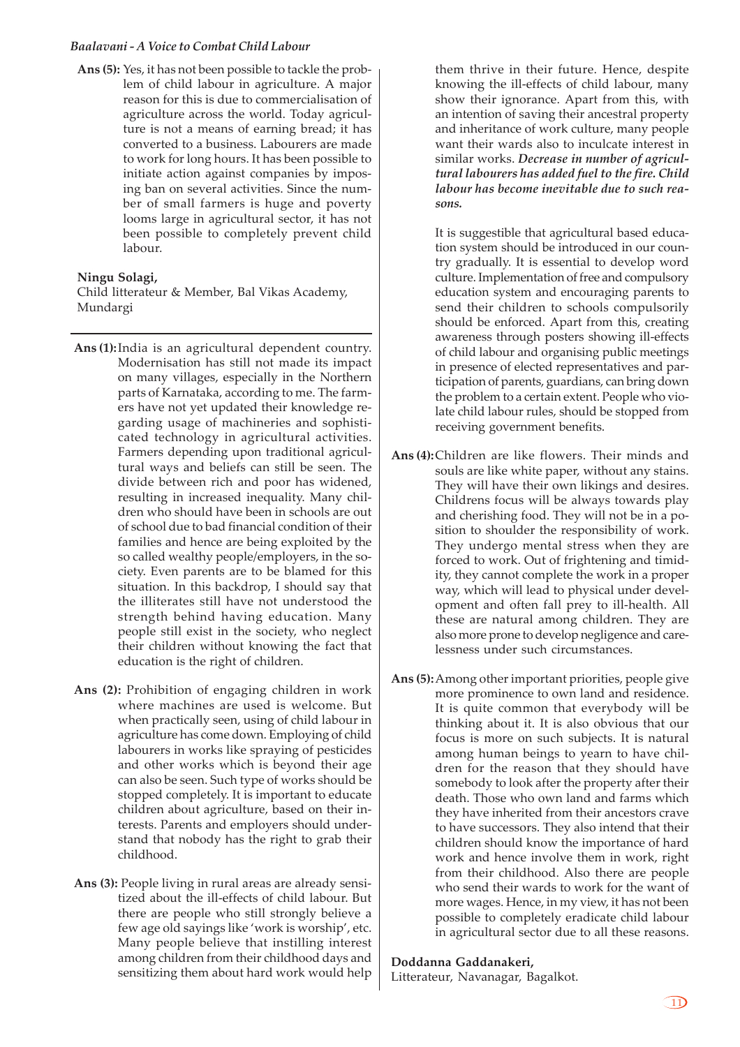**Ans (5):** Yes, it has not been possible to tackle the problem of child labour in agriculture. A major reason for this is due to commercialisation of agriculture across the world. Today agriculture is not a means of earning bread; it has converted to a business. Labourers are made to work for long hours. It has been possible to initiate action against companies by imposing ban on several activities. Since the number of small farmers is huge and poverty looms large in agricultural sector, it has not been possible to completely prevent child labour.

**Ningu Solagi,**
Child litterateur & Member, Bal Vikas Academy, Mundargi

---

**Ans (1):** India is an agricultural dependent country. Modernisation has still not made its impact on many villages, especially in the Northern parts of Karnataka, according to me. The farmers have not yet updated their knowledge regarding usage of machineries and sophisticated technology in agricultural activities. Farmers depending upon traditional agricultural ways and beliefs can still be seen. The divide between rich and poor has widened, resulting in increased inequality. Many children who should have been in schools are out of school due to bad financial condition of their families and hence are being exploited by the so called wealthy people/employers, in the society. Even parents are to be blamed for this situation. In this backdrop, I should say that the illiterates still have not understood the strength behind having education. Many people still exist in the society, who neglect their children without knowing the fact that education is the right of children.

**Ans (2):** Prohibition of engaging children in work where machines are used is welcome. But when practically seen, using of child labour in agriculture has come down. Employing of child labourers in works like spraying of pesticides and other works which is beyond their age can also be seen. Such type of works should be stopped completely. It is important to educate children about agriculture, based on their interests. Parents and employers should understand that nobody has the right to grab their childhood.

**Ans (3):** People living in rural areas are already sensitized about the ill-effects of child labour. But there are people who still strongly believe a few age old sayings like 'work is worship', etc. Many people believe that instilling interest among children from their childhood days and sensitizing them about hard work would help them thrive in their future. Hence, despite knowing the ill-effects of child labour, many show their ignorance. Apart from this, with an intention of saving their ancestral property and inheritance of work culture, many people want their wards also to inculcate interest in similar works. ***Decrease in number of agricultural labourers has added fuel to the fire. Child labour has become inevitable due to such reasons.***

It is suggestible that agricultural based education system should be introduced in our country gradually. It is essential to develop word culture. Implementation of free and compulsory education system and encouraging parents to send their children to schools compulsorily should be enforced. Apart from this, creating awareness through posters showing ill-effects of child labour and organising public meetings in presence of elected representatives and participation of parents, guardians, can bring down the problem to a certain extent. People who violate child labour rules, should be stopped from receiving government benefits.

**Ans (4):** Children are like flowers. Their minds and souls are like white paper, without any stains. They will have their own likings and desires. Childrens focus will be always towards play and cherishing food. They will not be in a position to shoulder the responsibility of work. They undergo mental stress when they are forced to work. Out of frightening and timidity, they cannot complete the work in a proper way, which will lead to physical under development and often fall prey to ill-health. All these are natural among children. They are also more prone to develop negligence and carelessness under such circumstances.

**Ans (5):** Among other important priorities, people give more prominence to own land and residence. It is quite common that everybody will be thinking about it. It is also obvious that our focus is more on such subjects. It is natural among human beings to yearn to have children for the reason that they should have somebody to look after the property after their death. Those who own land and farms which they have inherited from their ancestors crave to have successors. They also intend that their children should know the importance of hard work and hence involve them in work, right from their childhood. Also there are people who send their wards to work for the want of more wages. Hence, in my view, it has not been possible to completely eradicate child labour in agricultural sector due to all these reasons.

**Doddanna Gaddanakeri,**
Litterateur, Navanagar, Bagalkot.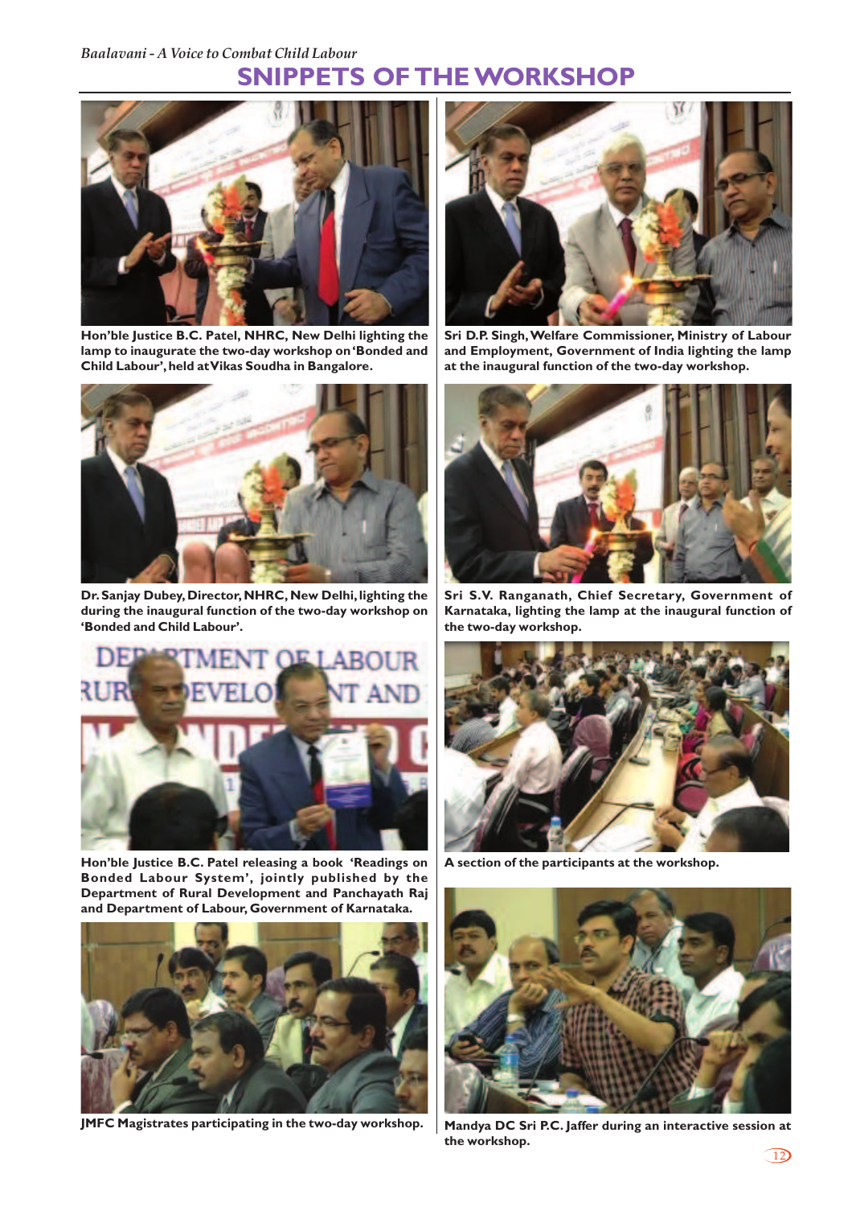# SNIPPETS OF THE WORKSHOP

**Hon'ble Justice B.C. Patel, NHRC, New Delhi lighting the lamp to inaugurate the two-day workshop on 'Bonded and Child Labour', held at Vikas Soudha in Bangalore.**

**Sri D.P. Singh, Welfare Commissioner, Ministry of Labour and Employment, Government of India lighting the lamp at the inaugural function of the two-day workshop.**

**Dr. Sanjay Dubey, Director, NHRC, New Delhi, lighting the during the inaugural function of the two-day workshop on 'Bonded and Child Labour'.**

**Sri S.V. Ranganath, Chief Secretary, Government of Karnataka, lighting the lamp at the inaugural function of the two-day workshop.**

**Hon'ble Justice B.C. Patel releasing a book 'Readings on Bonded Labour System', jointly published by the Department of Rural Development and Panchayath Raj and Department of Labour, Government of Karnataka.**

**A section of the participants at the workshop.**

**JMFC Magistrates participating in the two-day workshop.**

**Mandya DC Sri P.C. Jaffer during an interactive session at the workshop.**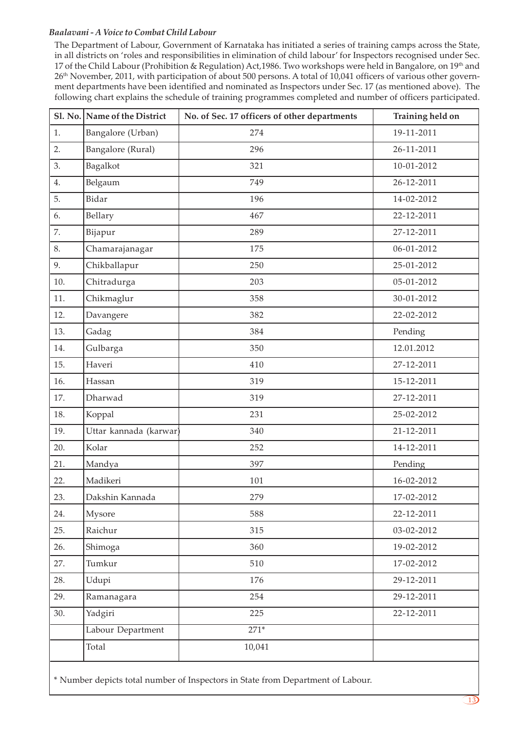*Baalavani - A Voice to Combat Child Labour*

The Department of Labour, Government of Karnataka has initiated a series of training camps across the State, in all districts on 'roles and responsibilities in elimination of child labour' for Inspectors recognised under Sec. 17 of the Child Labour (Prohibition & Regulation) Act,1986. Two workshops were held in Bangalore, on 19th and 26th November, 2011, with participation of about 500 persons. A total of 10,041 officers of various other government departments have been identified and nominated as Inspectors under Sec. 17 (as mentioned above). The following chart explains the schedule of training programmes completed and number of officers participated.

| Sl. No. | Name of the District | No. of Sec. 17 officers of other departments | Training held on |
|---|---|---|---|
| 1. | Bangalore (Urban) | 274 | 19-11-2011 |
| 2. | Bangalore (Rural) | 296 | 26-11-2011 |
| 3. | Bagalkot | 321 | 10-01-2012 |
| 4. | Belgaum | 749 | 26-12-2011 |
| 5. | Bidar | 196 | 14-02-2012 |
| 6. | Bellary | 467 | 22-12-2011 |
| 7. | Bijapur | 289 | 27-12-2011 |
| 8. | Chamarajanagar | 175 | 06-01-2012 |
| 9. | Chikballapur | 250 | 25-01-2012 |
| 10. | Chitradurga | 203 | 05-01-2012 |
| 11. | Chikmaglur | 358 | 30-01-2012 |
| 12. | Davangere | 382 | 22-02-2012 |
| 13. | Gadag | 384 | Pending |
| 14. | Gulbarga | 350 | 12.01.2012 |
| 15. | Haveri | 410 | 27-12-2011 |
| 16. | Hassan | 319 | 15-12-2011 |
| 17. | Dharwad | 319 | 27-12-2011 |
| 18. | Koppal | 231 | 25-02-2012 |
| 19. | Uttar kannada (karwar) | 340 | 21-12-2011 |
| 20. | Kolar | 252 | 14-12-2011 |
| 21. | Mandya | 397 | Pending |
| 22. | Madikeri | 101 | 16-02-2012 |
| 23. | Dakshin Kannada | 279 | 17-02-2012 |
| 24. | Mysore | 588 | 22-12-2011 |
| 25. | Raichur | 315 | 03-02-2012 |
| 26. | Shimoga | 360 | 19-02-2012 |
| 27. | Tumkur | 510 | 17-02-2012 |
| 28. | Udupi | 176 | 29-12-2011 |
| 29. | Ramanagara | 254 | 29-12-2011 |
| 30. | Yadgiri | 225 | 22-12-2011 |
| | Labour Department | 271* | |
| | Total | 10,041 | |

* Number depicts total number of Inspectors in State from Department of Labour.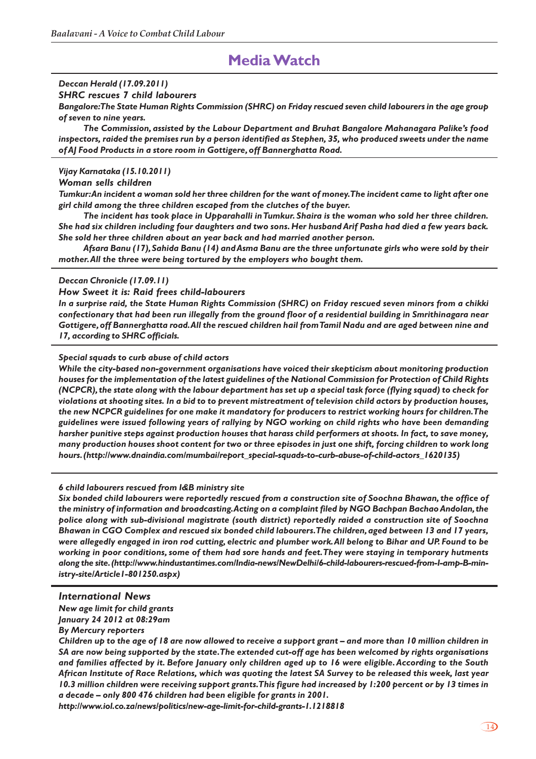# Media Watch

***Deccan Herald (17.09.2011)***

***SHRC rescues 7 child labourers***

***Bangalore:The State Human Rights Commission (SHRC) on Friday rescued seven child labourers in the age group of seven to nine years.***

***The Commission, assisted by the Labour Department and Bruhat Bangalore Mahanagara Palike's food inspectors, raided the premises run by a person identified as Stephen, 35, who produced sweets under the name of AJ Food Products in a store room in Gottigere, off Bannerghatta Road.***

---

***Vijay Karnataka (15.10.2011)***

***Woman sells children***

***Tumkur:An incident a woman sold her three children for the want of money.The incident came to light after one girl child among the three children escaped from the clutches of the buyer.***

***The incident has took place in Upparahalli in Tumkur. Shaira is the woman who sold her three children. She had six children including four daughters and two sons. Her husband Arif Pasha had died a few years back. She sold her three children about an year back and had married another person.***

***Afsara Banu (17), Sahida Banu (14) and Asma Banu are the three unfortunate girls who were sold by their mother. All the three were being tortured by the employers who bought them.***

---

***Deccan Chronicle (17.09.11)***

***How Sweet it is: Raid frees child-labourers***

***In a surprise raid, the State Human Rights Commission (SHRC) on Friday rescued seven minors from a chikki confectionary that had been run illegally from the ground floor of a residential building in Smrithinagara near Gottigere, off Bannerghatta road. All the rescued children hail from Tamil Nadu and are aged between nine and 17, according to SHRC officials.***

---

***Special squads to curb abuse of child actors***

***While the city-based non-government organisations have voiced their skepticism about monitoring production houses for the implementation of the latest guidelines of the National Commission for Protection of Child Rights (NCPCR), the state along with the labour department has set up a special task force (flying squad) to check for violations at shooting sites. In a bid to to prevent mistreatment of television child actors by production houses, the new NCPCR guidelines for one make it mandatory for producers to restrict working hours for children. The guidelines were issued following years of rallying by NGO working on child rights who have been demanding harsher punitive steps against production houses that harass child performers at shoots. In fact, to save money, many production houses shoot content for two or three episodes in just one shift, forcing children to work long hours. (http://www.dnaindia.com/mumbai/report_special-squads-to-curb-abuse-of-child-actors_1620135)***

---

***6 child labourers rescued from I&B ministry site***

***Six bonded child labourers were reportedly rescued from a construction site of Soochna Bhawan, the office of the ministry of information and broadcasting. Acting on a complaint filed by NGO Bachpan Bachao Andolan, the police along with sub-divisional magistrate (south district) reportedly raided a construction site of Soochna Bhawan in CGO Complex and rescued six bonded child labourers. The children, aged between 13 and 17 years, were allegedly engaged in iron rod cutting, electric and plumber work. All belong to Bihar and UP. Found to be working in poor conditions, some of them had sore hands and feet. They were staying in temporary hutments along the site. (http://www.hindustantimes.com/India-news/NewDelhi/6-child-labourers-rescued-from-I-amp-B-ministry-site/Article1-801250.aspx)***

---

## *International News*

***New age limit for child grants***

***January 24 2012 at 08:29am***

***By Mercury reporters***

***Children up to the age of 18 are now allowed to receive a support grant – and more than 10 million children in SA are now being supported by the state. The extended cut-off age has been welcomed by rights organisations and families affected by it. Before January only children aged up to 16 were eligible. According to the South African Institute of Race Relations, which was quoting the latest SA Survey to be released this week, last year 10.3 million children were receiving support grants. This figure had increased by 1:200 percent or by 13 times in a decade – only 800 476 children had been eligible for grants in 2001.***

***http://www.iol.co.za/news/politics/new-age-limit-for-child-grants-1.1218818***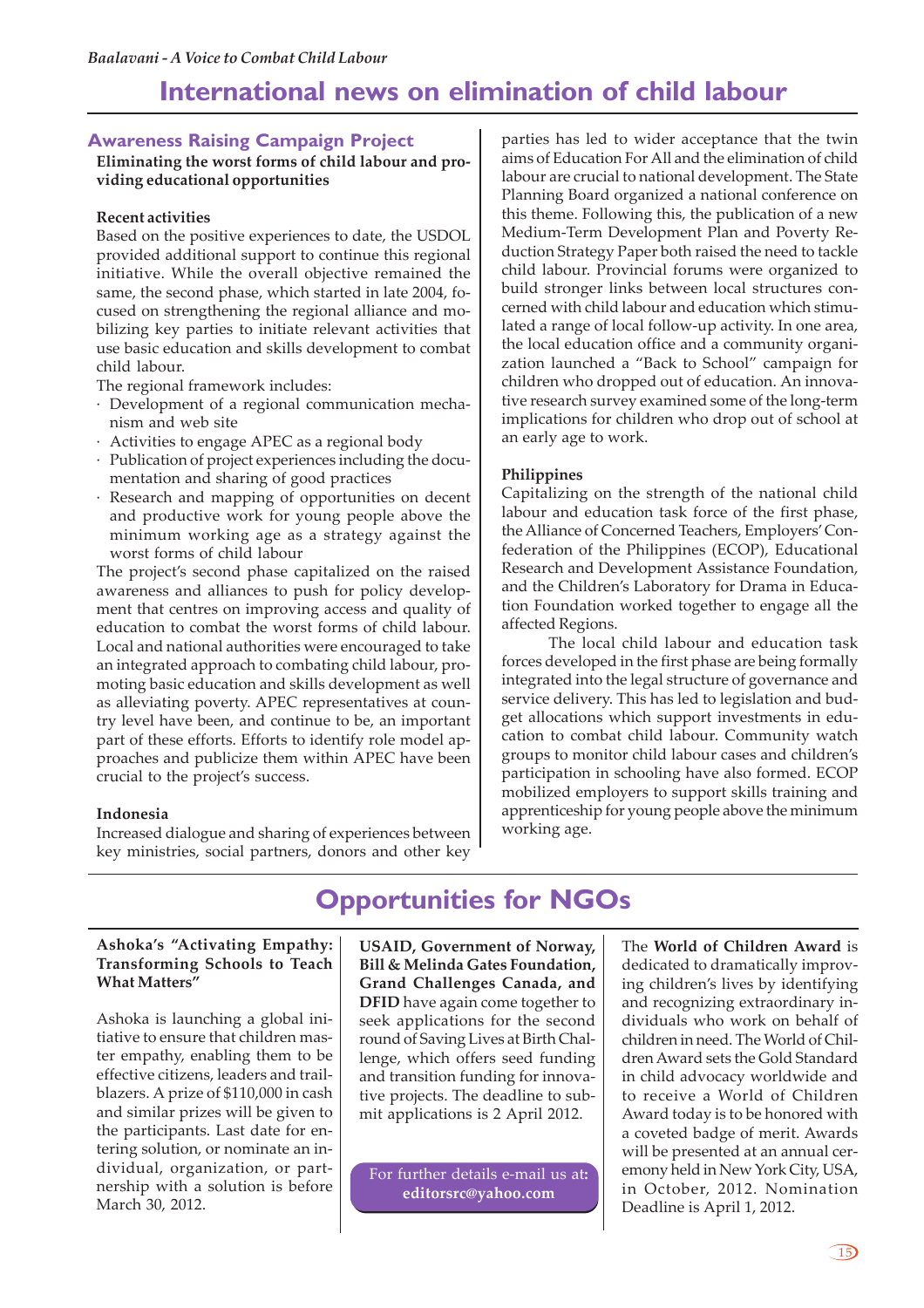# International news on elimination of child labour

## Awareness Raising Campaign Project

**Eliminating the worst forms of child labour and providing educational opportunities**

**Recent activities**

Based on the positive experiences to date, the USDOL provided additional support to continue this regional initiative. While the overall objective remained the same, the second phase, which started in late 2004, focused on strengthening the regional alliance and mobilizing key parties to initiate relevant activities that use basic education and skills development to combat child labour.

The regional framework includes:

- Development of a regional communication mechanism and web site
- Activities to engage APEC as a regional body
- Publication of project experiences including the documentation and sharing of good practices
- Research and mapping of opportunities on decent and productive work for young people above the minimum working age as a strategy against the worst forms of child labour

The project's second phase capitalized on the raised awareness and alliances to push for policy development that centres on improving access and quality of education to combat the worst forms of child labour. Local and national authorities were encouraged to take an integrated approach to combating child labour, promoting basic education and skills development as well as alleviating poverty. APEC representatives at country level have been, and continue to be, an important part of these efforts. Efforts to identify role model approaches and publicize them within APEC have been crucial to the project's success.

**Indonesia**

Increased dialogue and sharing of experiences between key ministries, social partners, donors and other key parties has led to wider acceptance that the twin aims of Education For All and the elimination of child labour are crucial to national development. The State Planning Board organized a national conference on this theme. Following this, the publication of a new Medium-Term Development Plan and Poverty Reduction Strategy Paper both raised the need to tackle child labour. Provincial forums were organized to build stronger links between local structures concerned with child labour and education which stimulated a range of local follow-up activity. In one area, the local education office and a community organization launched a "Back to School" campaign for children who dropped out of education. An innovative research survey examined some of the long-term implications for children who drop out of school at an early age to work.

**Philippines**

Capitalizing on the strength of the national child labour and education task force of the first phase, the Alliance of Concerned Teachers, Employers' Confederation of the Philippines (ECOP), Educational Research and Development Assistance Foundation, and the Children's Laboratory for Drama in Education Foundation worked together to engage all the affected Regions.

The local child labour and education task forces developed in the first phase are being formally integrated into the legal structure of governance and service delivery. This has led to legislation and budget allocations which support investments in education to combat child labour. Community watch groups to monitor child labour cases and children's participation in schooling have also formed. ECOP mobilized employers to support skills training and apprenticeship for young people above the minimum working age.

# Opportunities for NGOs

**Ashoka's "Activating Empathy: Transforming Schools to Teach What Matters"**

Ashoka is launching a global initiative to ensure that children master empathy, enabling them to be effective citizens, leaders and trailblazers. A prize of $110,000 in cash and similar prizes will be given to the participants. Last date for entering solution, or nominate an individual, organization, or partnership with a solution is before March 30, 2012.

**USAID, Government of Norway, Bill & Melinda Gates Foundation, Grand Challenges Canada, and DFID** have again come together to seek applications for the second round of Saving Lives at Birth Challenge, which offers seed funding and transition funding for innovative projects. The deadline to submit applications is 2 April 2012.

For further details e-mail us at: **editorsrc@yahoo.com**

The **World of Children Award** is dedicated to dramatically improving children's lives by identifying and recognizing extraordinary individuals who work on behalf of children in need. The World of Children Award sets the Gold Standard in child advocacy worldwide and to receive a World of Children Award today is to be honored with a coveted badge of merit. Awards will be presented at an annual ceremony held in New York City, USA, in October, 2012. Nomination Deadline is April 1, 2012.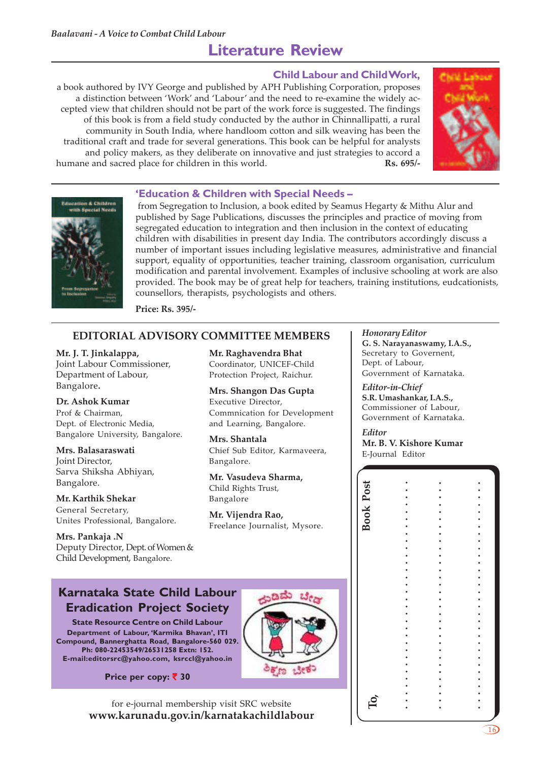# Literature Review

### Child Labour and Child Work,

a book authored by IVY George and published by APH Publishing Corporation, proposes a distinction between 'Work' and 'Labour' and the need to re-examine the widely accepted view that children should not be part of the work force is suggested. The findings of this book is from a field study conducted by the author in Chinnallipatti, a rural community in South India, where handloom cotton and silk weaving has been the traditional craft and trade for several generations. This book can be helpful for analysts and policy makers, as they deliberate on innovative and just strategies to accord a humane and sacred place for children in this world. **Rs. 695/-**

### 'Education & Children with Special Needs –

from Segregation to Inclusion, a book edited by Seamus Hegarty & Mithu Alur and published by Sage Publications, discusses the principles and practice of moving from segregated education to integration and then inclusion in the context of educating children with disabilities in present day India. The contributors accordingly discuss a number of important issues including legislative measures, administrative and financial support, equality of opportunities, teacher training, classroom organisation, curriculum modification and parental involvement. Examples of inclusive schooling at work are also provided. The book may be of great help for teachers, training institutions, eudcationists, counsellors, therapists, psychologists and others.

**Price: Rs. 395/-**

## EDITORIAL ADVISORY COMMITTEE MEMBERS

**Mr. J. T. Jinkalappa,**
Joint Labour Commissioner,
Department of Labour,
Bangalore.

**Dr. Ashok Kumar**
Prof & Chairman,
Dept. of Electronic Media,
Bangalore University, Bangalore.

**Mrs. Balasaraswati**
Joint Director,
Sarva Shiksha Abhiyan,
Bangalore.

**Mr. Karthik Shekar**
General Secretary,
Unites Professional, Bangalore.

**Mrs. Pankaja .N**
Deputy Director, Dept. of Women & Child Development, Bangalore.

**Mr. Raghavendra Bhat**
Coordinator, UNICEF-Child Protection Project, Raichur.

**Mrs. Shangon Das Gupta**
Executive Director,
Commnication for Development and Learning, Bangalore.

**Mrs. Shantala**
Chief Sub Editor, Karmaveera,
Bangalore.

**Mr. Vasudeva Sharma,**
Child Rights Trust,
Bangalore

**Mr. Vijendra Rao,**
Freelance Journalist, Mysore.

*Honorary Editor*
**G. S. Narayanaswamy, I.A.S.,**
Secretary to Governent,
Dept. of Labour,
Government of Karnataka.

*Editor-in-Chief*
**S.R. Umashankar, I.A.S.,**
Commissioner of Labour,
Government of Karnataka.

*Editor*
**Mr. B. V. Kishore Kumar**
E-Journal Editor

## Karnataka State Child Labour Eradication Project Society

**State Resource Centre on Child Labour**
**Department of Labour, 'Karmika Bhavan', ITI Compound, Bannerghatta Road, Bangalore-560 029.**
**Ph: 080-22453549/26531258 Extn: 152.**
**E-mail:editorsrc@yahoo.com, ksrccl@yahoo.in**

**Price per copy: ₹ 30**

for e-journal membership visit SRC website
**www.karunadu.gov.in/karnatakachildlabour**

**Book Post**

**To,**